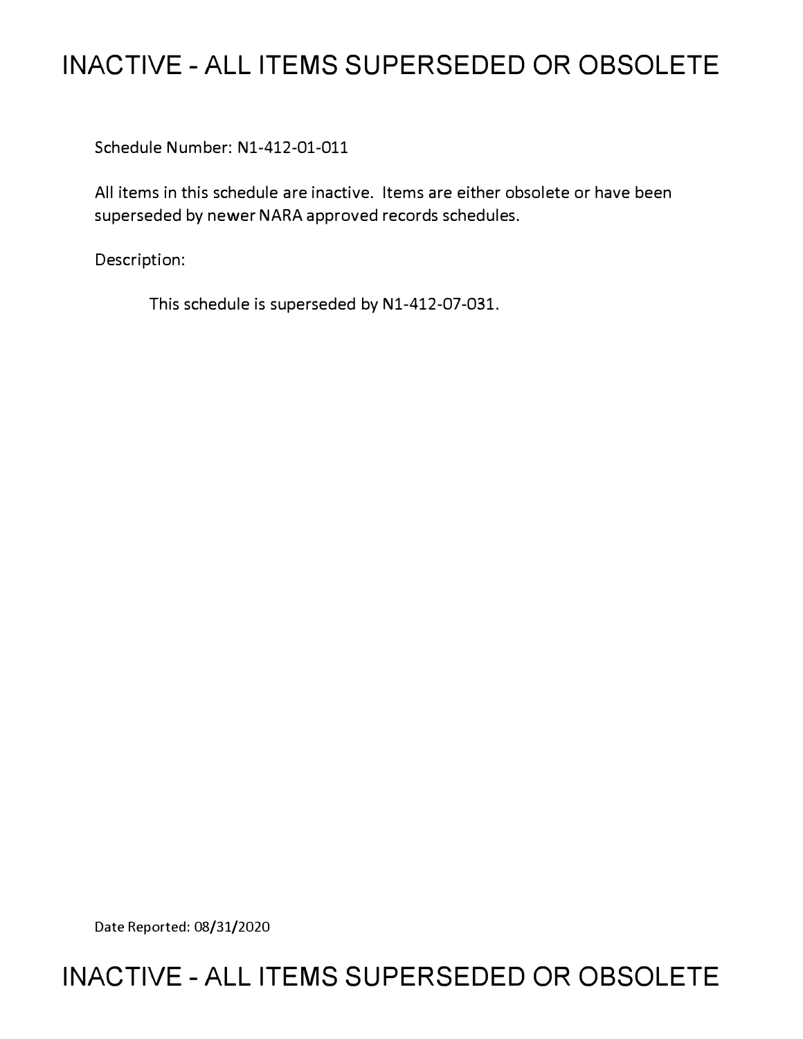# INACTIVE - ALL ITEMS SUPERSEDED OR OBSOLETE

Schedule Number: N1-412-01-011

All items in this schedule are inactive. Items are either obsolete or have been superseded by newer NARA approved records schedules.

Description:

This schedule is superseded by N1-412-07-031.

Date Reported: 08/31/2020

# INACTIVE - ALL ITEMS SUPERSEDED OR OBSOLETE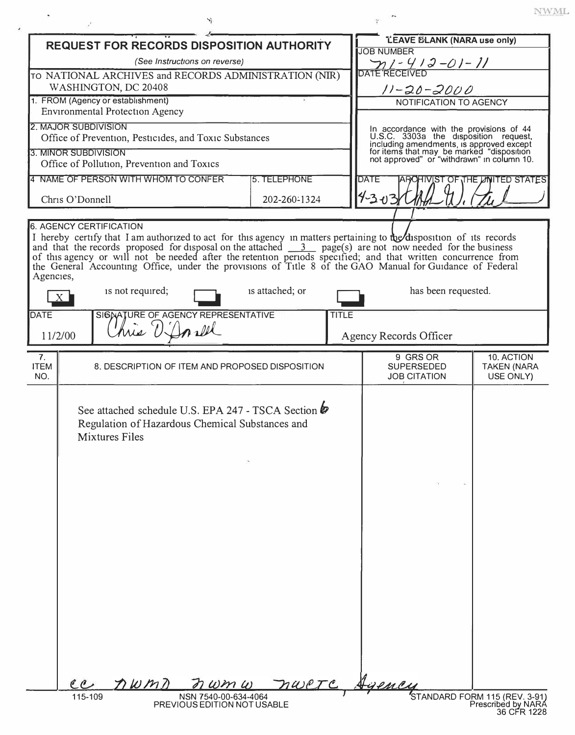# REQUEST FOR RECORDS DISPOSITION AUTHORITY

*(See Instructions on reverse)*

TO NATIONAL ARCHIVES and RECORDS ADMINISTRATION (NIR)
WASHINGTON, DC 20408

| LEAVE BLANK (NARA use only) |
|---|
| JOB NUMBER: n1-412-01-11 |
| DATE RECEIVED: 11-20-2000 |
| NOTIFICATION TO AGENCY |
| In accordance with the provisions of 44 U.S.C. 3303a the disposition request, including amendments, is approved except for items that may be marked "disposition not approved" or "withdrawn" in column 10. |
| DATE: 4-3-03 — ARCHIVIST OF THE UNITED STATES: (signature) |

1. FROM (Agency or establishment)
Environmental Protection Agency

2. MAJOR SUBDIVISION
Office of Prevention, Pesticides, and Toxic Substances

3. MINOR SUBDIVISION
Office of Pollution, Prevention and Toxics

| 4. NAME OF PERSON WITH WHOM TO CONFER | 5. TELEPHONE |
|---|---|
| Chris O'Donnell | 202-260-1324 |

6. AGENCY CERTIFICATION

I hereby certify that I am authorized to act for this agency in matters pertaining to the disposition of its records and that the records proposed for disposal on the attached 3 page(s) are not now needed for the business of this agency or will not be needed after the retention periods specified; and that written concurrence from the General Accounting Office, under the provisions of Title 8 of the GAO Manual for Guidance of Federal Agencies,

[X] is not required; [ ] is attached; or [ ] has been requested.

| DATE | SIGNATURE OF AGENCY REPRESENTATIVE | TITLE |
|---|---|---|
| 11/2/00 | Chris O'Donnell | Agency Records Officer |

| 7. ITEM NO. | 8. DESCRIPTION OF ITEM AND PROPOSED DISPOSITION | 9. GRS OR SUPERSEDED JOB CITATION | 10. ACTION TAKEN (NARA USE ONLY) |
|---|---|---|---|
| | See attached schedule U.S. EPA 247 - TSCA Section 6 Regulation of Hazardous Chemical Substances and Mixtures Files | | |

cc NWMD NWMW NWCTC, Agency

115-109 NSN 7540-00-634-4064 PREVIOUS EDITION NOT USABLE

STANDARD FORM 115 (REV. 3-91) Prescribed by NARA 36 CFR 1228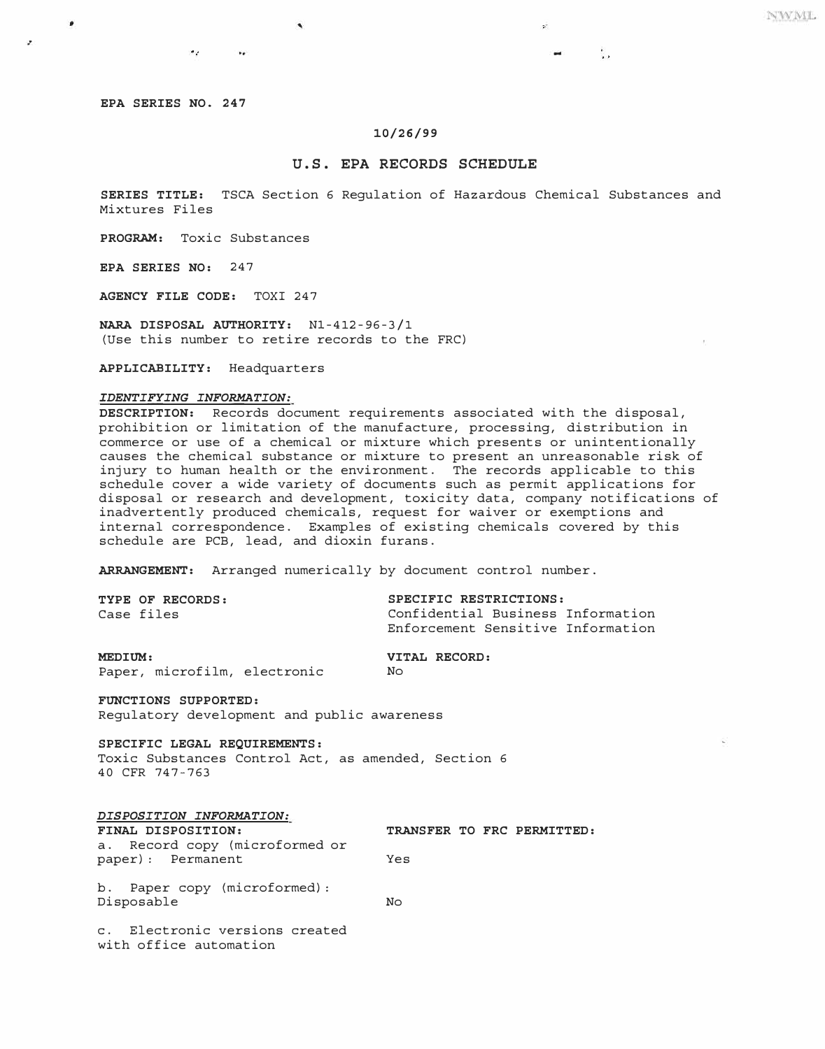**EPA SERIES NO. 247**

**10/26/99**

## U.S. EPA RECORDS SCHEDULE

**SERIES TITLE:** TSCA Section 6 Regulation of Hazardous Chemical Substances and Mixtures Files

**PROGRAM:** Toxic Substances

**EPA SERIES NO:** 247

**AGENCY FILE CODE:** TOXI 247

**NARA DISPOSAL AUTHORITY:** N1-412-96-3/1
(Use this number to retire records to the FRC)

**APPLICABILITY:** Headquarters

***IDENTIFYING INFORMATION:***

**DESCRIPTION:** Records document requirements associated with the disposal, prohibition or limitation of the manufacture, processing, distribution in commerce or use of a chemical or mixture which presents or unintentionally causes the chemical substance or mixture to present an unreasonable risk of injury to human health or the environment. The records applicable to this schedule cover a wide variety of documents such as permit applications for disposal or research and development, toxicity data, company notifications of inadvertently produced chemicals, request for waiver or exemptions and internal correspondence. Examples of existing chemicals covered by this schedule are PCB, lead, and dioxin furans.

**ARRANGEMENT:** Arranged numerically by document control number.

**TYPE OF RECORDS:**
Case files

**SPECIFIC RESTRICTIONS:**
Confidential Business Information
Enforcement Sensitive Information

**MEDIUM:**
Paper, microfilm, electronic

**VITAL RECORD:**
No

**FUNCTIONS SUPPORTED:**
Regulatory development and public awareness

**SPECIFIC LEGAL REQUIREMENTS:**
Toxic Substances Control Act, as amended, Section 6
40 CFR 747-763

***DISPOSITION INFORMATION:***

| FINAL DISPOSITION: | TRANSFER TO FRC PERMITTED: |
|---|---|
| a. Record copy (microformed or paper): Permanent | Yes |
| b. Paper copy (microformed): Disposable | No |
| c. Electronic versions created with office automation | |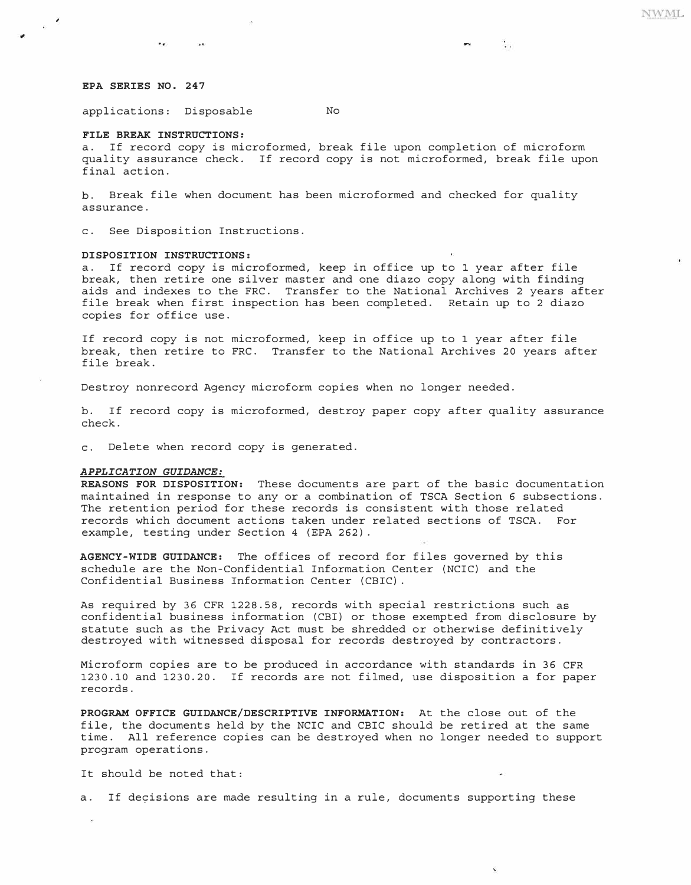**EPA SERIES NO. 247**

applications: Disposable No

**FILE BREAK INSTRUCTIONS:**
a. If record copy is microformed, break file upon completion of microform quality assurance check. If record copy is not microformed, break file upon final action.

b. Break file when document has been microformed and checked for quality assurance.

c. See Disposition Instructions.

**DISPOSITION INSTRUCTIONS:**
a. If record copy is microformed, keep in office up to 1 year after file break, then retire one silver master and one diazo copy along with finding aids and indexes to the FRC. Transfer to the National Archives 2 years after file break when first inspection has been completed. Retain up to 2 diazo copies for office use.

If record copy is not microformed, keep in office up to 1 year after file break, then retire to FRC. Transfer to the National Archives 20 years after file break.

Destroy nonrecord Agency microform copies when no longer needed.

b. If record copy is microformed, destroy paper copy after quality assurance check.

c. Delete when record copy is generated.

***APPLICATION GUIDANCE:***
**REASONS FOR DISPOSITION:** These documents are part of the basic documentation maintained in response to any or a combination of TSCA Section 6 subsections. The retention period for these records is consistent with those related records which document actions taken under related sections of TSCA. For example, testing under Section 4 (EPA 262).

**AGENCY-WIDE GUIDANCE:** The offices of record for files governed by this schedule are the Non-Confidential Information Center (NCIC) and the Confidential Business Information Center (CBIC).

As required by 36 CFR 1228.58, records with special restrictions such as confidential business information (CBI) or those exempted from disclosure by statute such as the Privacy Act must be shredded or otherwise definitively destroyed with witnessed disposal for records destroyed by contractors.

Microform copies are to be produced in accordance with standards in 36 CFR 1230.10 and 1230.20. If records are not filmed, use disposition a for paper records.

**PROGRAM OFFICE GUIDANCE/DESCRIPTIVE INFORMATION:** At the close out of the file, the documents held by the NCIC and CBIC should be retired at the same time. All reference copies can be destroyed when no longer needed to support program operations.

It should be noted that:

a. If decisions are made resulting in a rule, documents supporting these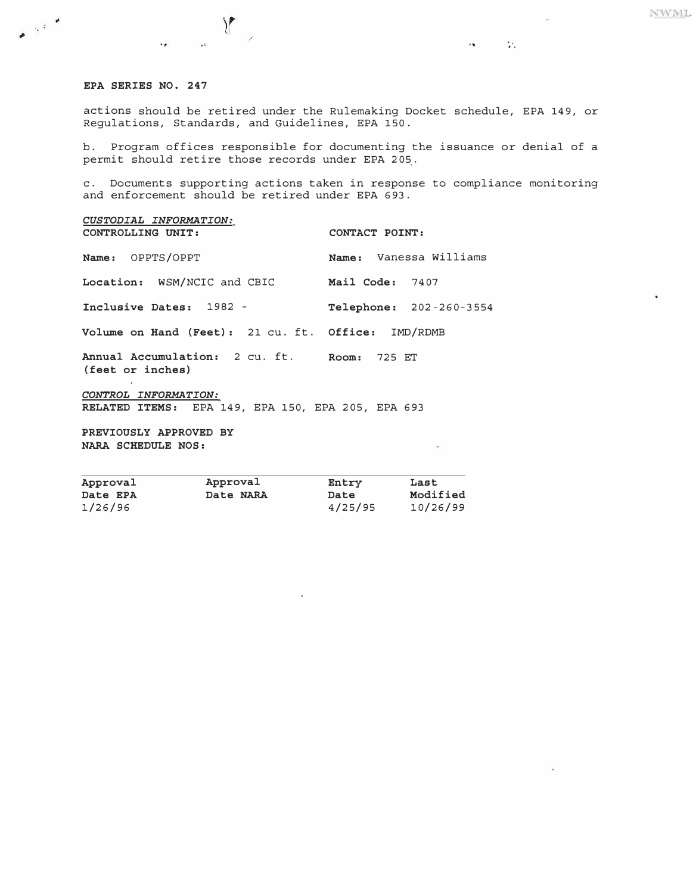**EPA SERIES NO. 247**

actions should be retired under the Rulemaking Docket schedule, EPA 149, or Regulations, Standards, and Guidelines, EPA 150.

b. Program offices responsible for documenting the issuance or denial of a permit should retire those records under EPA 205.

c. Documents supporting actions taken in response to compliance monitoring and enforcement should be retired under EPA 693.

***CUSTODIAL INFORMATION:***

| CONTROLLING UNIT: | CONTACT POINT: |
|---|---|
| **Name:** OPPTS/OPPT | **Name:** Vanessa Williams |
| **Location:** WSM/NCIC and CBIC | **Mail Code:** 7407 |
| **Inclusive Dates:** 1982 - | **Telephone:** 202-260-3554 |
| **Volume on Hand (Feet):** 21 cu. ft. | **Office:** IMD/RDMB |
| **Annual Accumulation:** 2 cu. ft. (feet or inches) | **Room:** 725 ET |

***CONTROL INFORMATION:***

**RELATED ITEMS:** EPA 149, EPA 150, EPA 205, EPA 693

**PREVIOUSLY APPROVED BY NARA SCHEDULE NOS:**

| Approval Date EPA | Approval Date NARA | Entry Date | Last Modified |
|---|---|---|---|
| 1/26/96 | | 4/25/95 | 10/26/99 |